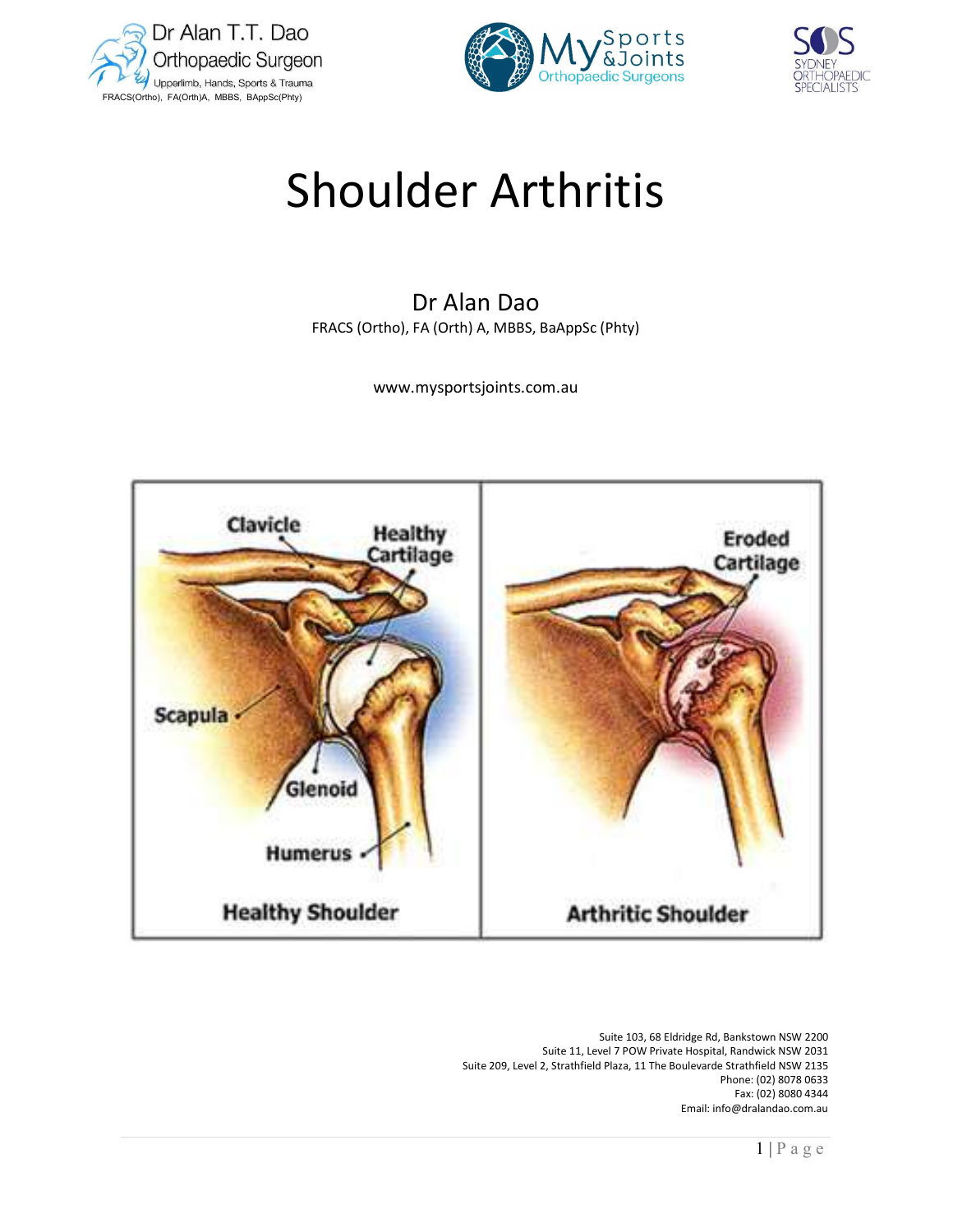Dr Alan T.T. Dao
Orthopaedic Surgeon
Upperlimb, Hands, Sports & Trauma
FRACS(Ortho), FA(Orth)A, MBBS, BAppSc(Phty)

My Sports & Joints Orthopaedic Surgeons

SOS Sydney Orthopaedic Specialists

# Shoulder Arthritis

## Dr Alan Dao

FRACS (Ortho), FA (Orth) A, MBBS, BaAppSc (Phty)

www.mysportsjoints.com.au

Suite 103, 68 Eldridge Rd, Bankstown NSW 2200
Suite 11, Level 7 POW Private Hospital, Randwick NSW 2031
Suite 209, Level 2, Strathfield Plaza, 11 The Boulevarde Strathfield NSW 2135
Phone: (02) 8078 0633
Fax: (02) 8080 4344
Email: info@dralandao.com.au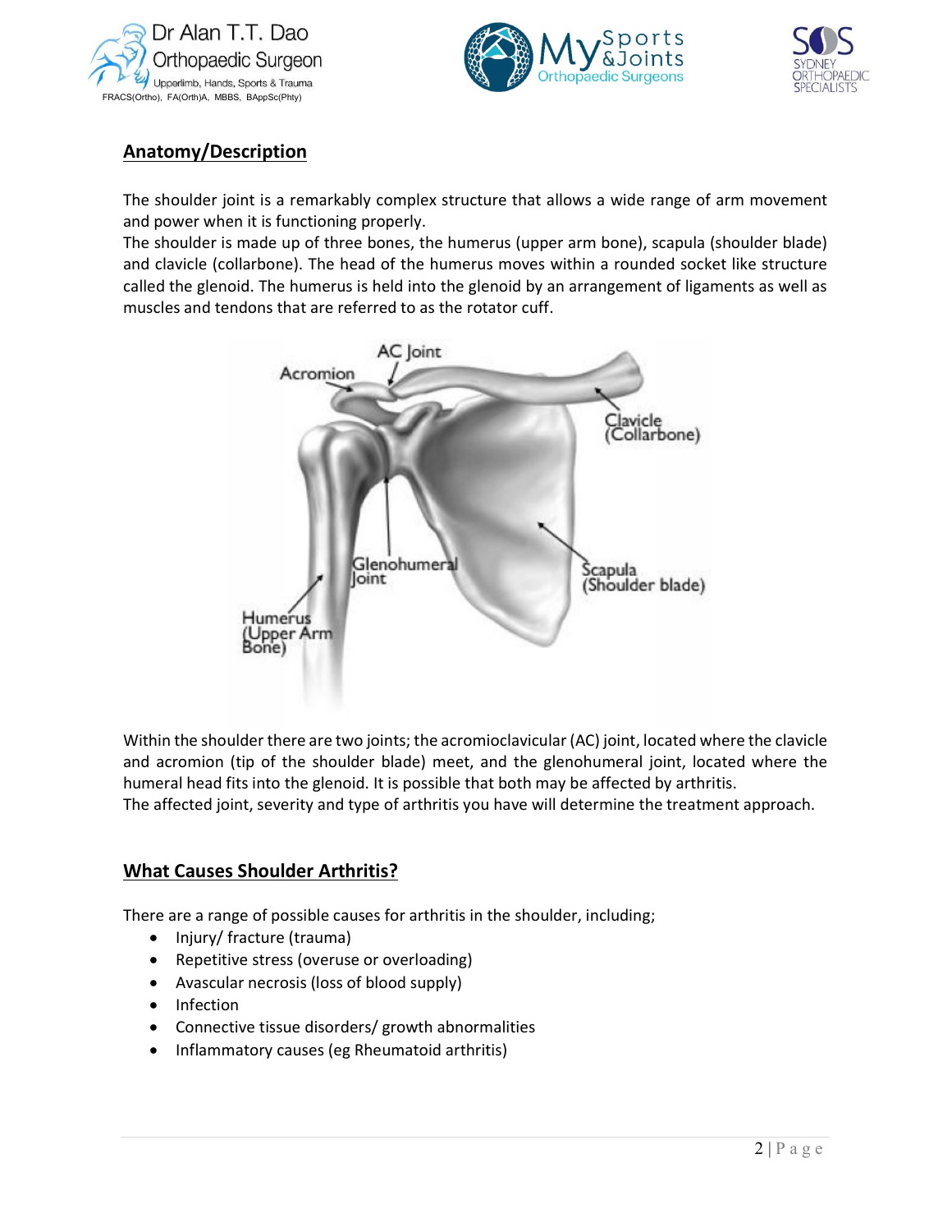## Anatomy/Description

The shoulder joint is a remarkably complex structure that allows a wide range of arm movement and power when it is functioning properly.
The shoulder is made up of three bones, the humerus (upper arm bone), scapula (shoulder blade) and clavicle (collarbone). The head of the humerus moves within a rounded socket like structure called the glenoid. The humerus is held into the glenoid by an arrangement of ligaments as well as muscles and tendons that are referred to as the rotator cuff.

Within the shoulder there are two joints; the acromioclavicular (AC) joint, located where the clavicle and acromion (tip of the shoulder blade) meet, and the glenohumeral joint, located where the humeral head fits into the glenoid. It is possible that both may be affected by arthritis.
The affected joint, severity and type of arthritis you have will determine the treatment approach.

## What Causes Shoulder Arthritis?

There are a range of possible causes for arthritis in the shoulder, including;

- Injury/ fracture (trauma)
- Repetitive stress (overuse or overloading)
- Avascular necrosis (loss of blood supply)
- Infection
- Connective tissue disorders/ growth abnormalities
- Inflammatory causes (eg Rheumatoid arthritis)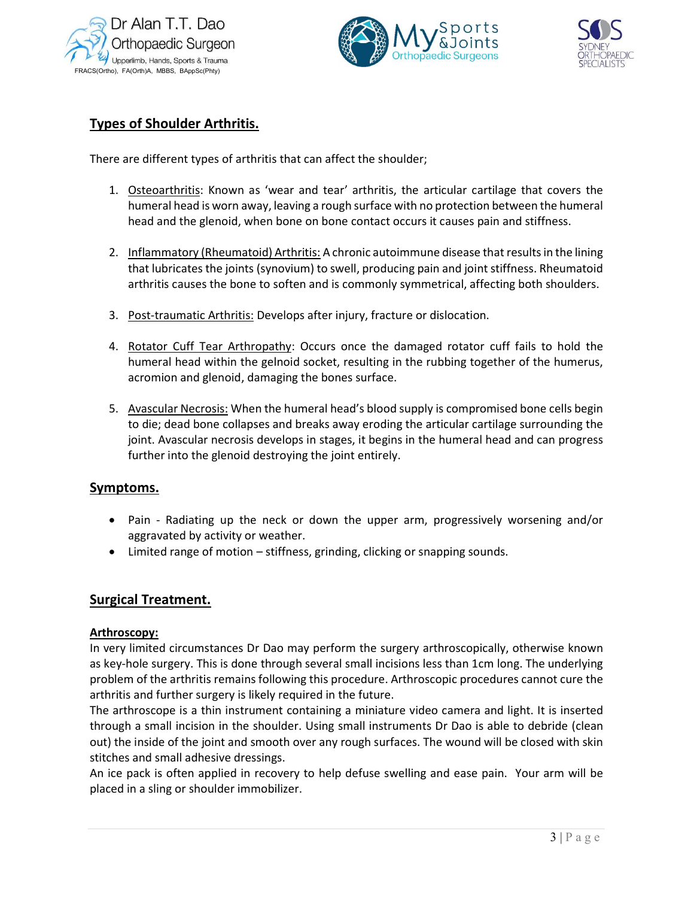## Types of Shoulder Arthritis.

There are different types of arthritis that can affect the shoulder;

1. Osteoarthritis: Known as 'wear and tear' arthritis, the articular cartilage that covers the humeral head is worn away, leaving a rough surface with no protection between the humeral head and the glenoid, when bone on bone contact occurs it causes pain and stiffness.

2. Inflammatory (Rheumatoid) Arthritis: A chronic autoimmune disease that results in the lining that lubricates the joints (synovium) to swell, producing pain and joint stiffness. Rheumatoid arthritis causes the bone to soften and is commonly symmetrical, affecting both shoulders.

3. Post-traumatic Arthritis: Develops after injury, fracture or dislocation.

4. Rotator Cuff Tear Arthropathy: Occurs once the damaged rotator cuff fails to hold the humeral head within the gelnoid socket, resulting in the rubbing together of the humerus, acromion and glenoid, damaging the bones surface.

5. Avascular Necrosis: When the humeral head's blood supply is compromised bone cells begin to die; dead bone collapses and breaks away eroding the articular cartilage surrounding the joint. Avascular necrosis develops in stages, it begins in the humeral head and can progress further into the glenoid destroying the joint entirely.

## Symptoms.

- Pain - Radiating up the neck or down the upper arm, progressively worsening and/or aggravated by activity or weather.
- Limited range of motion – stiffness, grinding, clicking or snapping sounds.

## Surgical Treatment.

### Arthroscopy:

In very limited circumstances Dr Dao may perform the surgery arthroscopically, otherwise known as key-hole surgery. This is done through several small incisions less than 1cm long. The underlying problem of the arthritis remains following this procedure. Arthroscopic procedures cannot cure the arthritis and further surgery is likely required in the future.

The arthroscope is a thin instrument containing a miniature video camera and light. It is inserted through a small incision in the shoulder. Using small instruments Dr Dao is able to debride (clean out) the inside of the joint and smooth over any rough surfaces. The wound will be closed with skin stitches and small adhesive dressings.

An ice pack is often applied in recovery to help defuse swelling and ease pain. Your arm will be placed in a sling or shoulder immobilizer.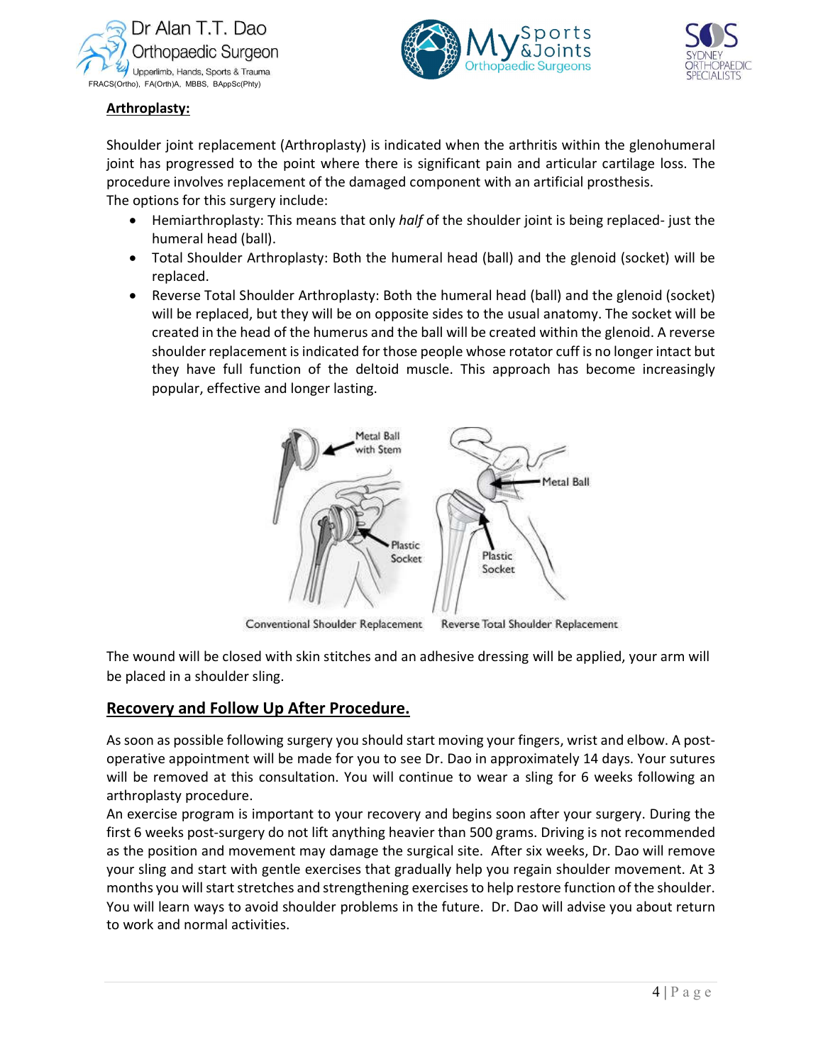**Arthroplasty:**

Shoulder joint replacement (Arthroplasty) is indicated when the arthritis within the glenohumeral joint has progressed to the point where there is significant pain and articular cartilage loss. The procedure involves replacement of the damaged component with an artificial prosthesis.
The options for this surgery include:

- Hemiarthroplasty: This means that only *half* of the shoulder joint is being replaced- just the humeral head (ball).
- Total Shoulder Arthroplasty: Both the humeral head (ball) and the glenoid (socket) will be replaced.
- Reverse Total Shoulder Arthroplasty: Both the humeral head (ball) and the glenoid (socket) will be replaced, but they will be on opposite sides to the usual anatomy. The socket will be created in the head of the humerus and the ball will be created within the glenoid. A reverse shoulder replacement is indicated for those people whose rotator cuff is no longer intact but they have full function of the deltoid muscle. This approach has become increasingly popular, effective and longer lasting.

Conventional Shoulder Replacement — Reverse Total Shoulder Replacement

The wound will be closed with skin stitches and an adhesive dressing will be applied, your arm will be placed in a shoulder sling.

## Recovery and Follow Up After Procedure.

As soon as possible following surgery you should start moving your fingers, wrist and elbow. A post-operative appointment will be made for you to see Dr. Dao in approximately 14 days. Your sutures will be removed at this consultation. You will continue to wear a sling for 6 weeks following an arthroplasty procedure.
An exercise program is important to your recovery and begins soon after your surgery. During the first 6 weeks post-surgery do not lift anything heavier than 500 grams. Driving is not recommended as the position and movement may damage the surgical site. After six weeks, Dr. Dao will remove your sling and start with gentle exercises that gradually help you regain shoulder movement. At 3 months you will start stretches and strengthening exercises to help restore function of the shoulder. You will learn ways to avoid shoulder problems in the future. Dr. Dao will advise you about return to work and normal activities.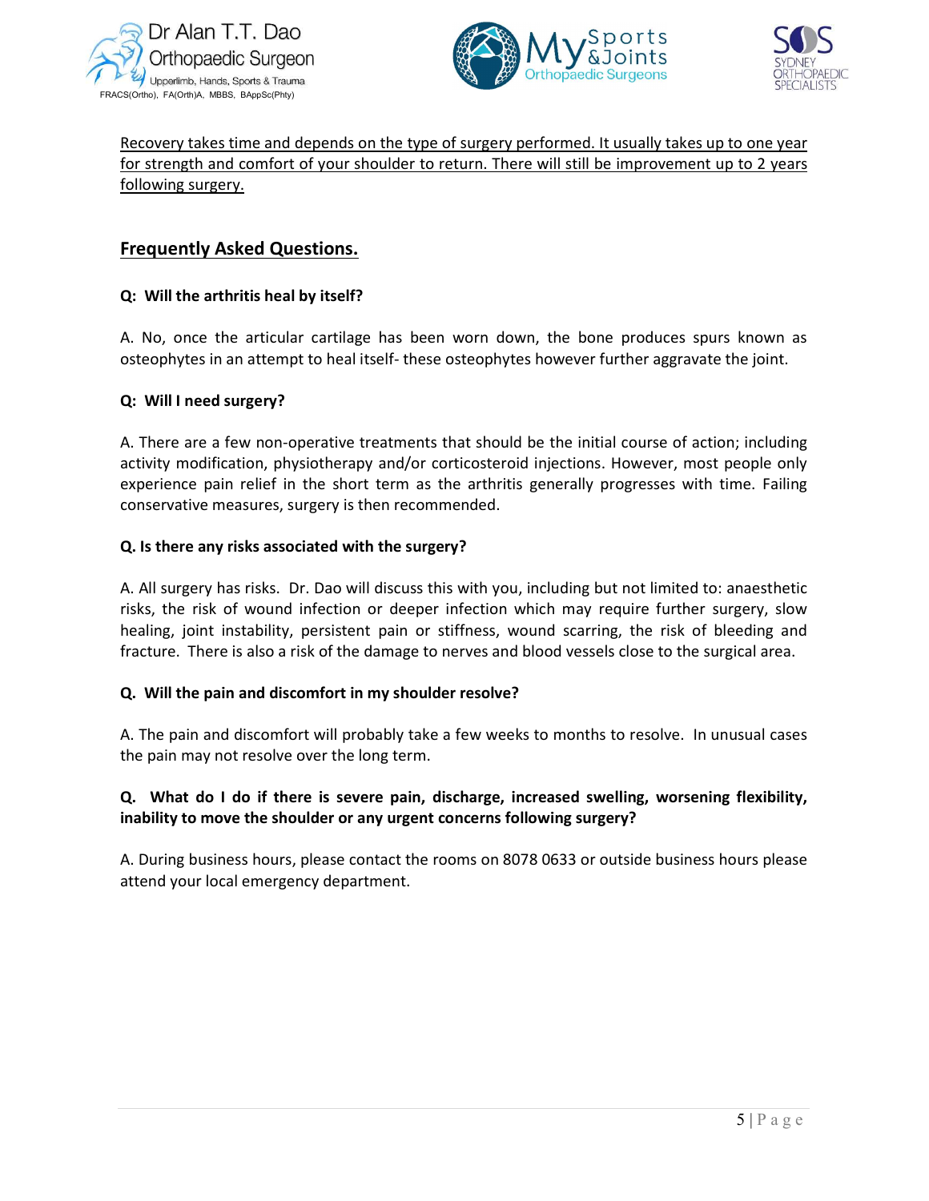<u>Recovery takes time and depends on the type of surgery performed. It usually takes up to one year for strength and comfort of your shoulder to return. There will still be improvement up to 2 years following surgery.</u>

## Frequently Asked Questions.

**Q: Will the arthritis heal by itself?**

A. No, once the articular cartilage has been worn down, the bone produces spurs known as osteophytes in an attempt to heal itself- these osteophytes however further aggravate the joint.

**Q: Will I need surgery?**

A. There are a few non-operative treatments that should be the initial course of action; including activity modification, physiotherapy and/or corticosteroid injections. However, most people only experience pain relief in the short term as the arthritis generally progresses with time. Failing conservative measures, surgery is then recommended.

**Q. Is there any risks associated with the surgery?**

A. All surgery has risks. Dr. Dao will discuss this with you, including but not limited to: anaesthetic risks, the risk of wound infection or deeper infection which may require further surgery, slow healing, joint instability, persistent pain or stiffness, wound scarring, the risk of bleeding and fracture. There is also a risk of the damage to nerves and blood vessels close to the surgical area.

**Q. Will the pain and discomfort in my shoulder resolve?**

A. The pain and discomfort will probably take a few weeks to months to resolve. In unusual cases the pain may not resolve over the long term.

**Q. What do I do if there is severe pain, discharge, increased swelling, worsening flexibility, inability to move the shoulder or any urgent concerns following surgery?**

A. During business hours, please contact the rooms on 8078 0633 or outside business hours please attend your local emergency department.